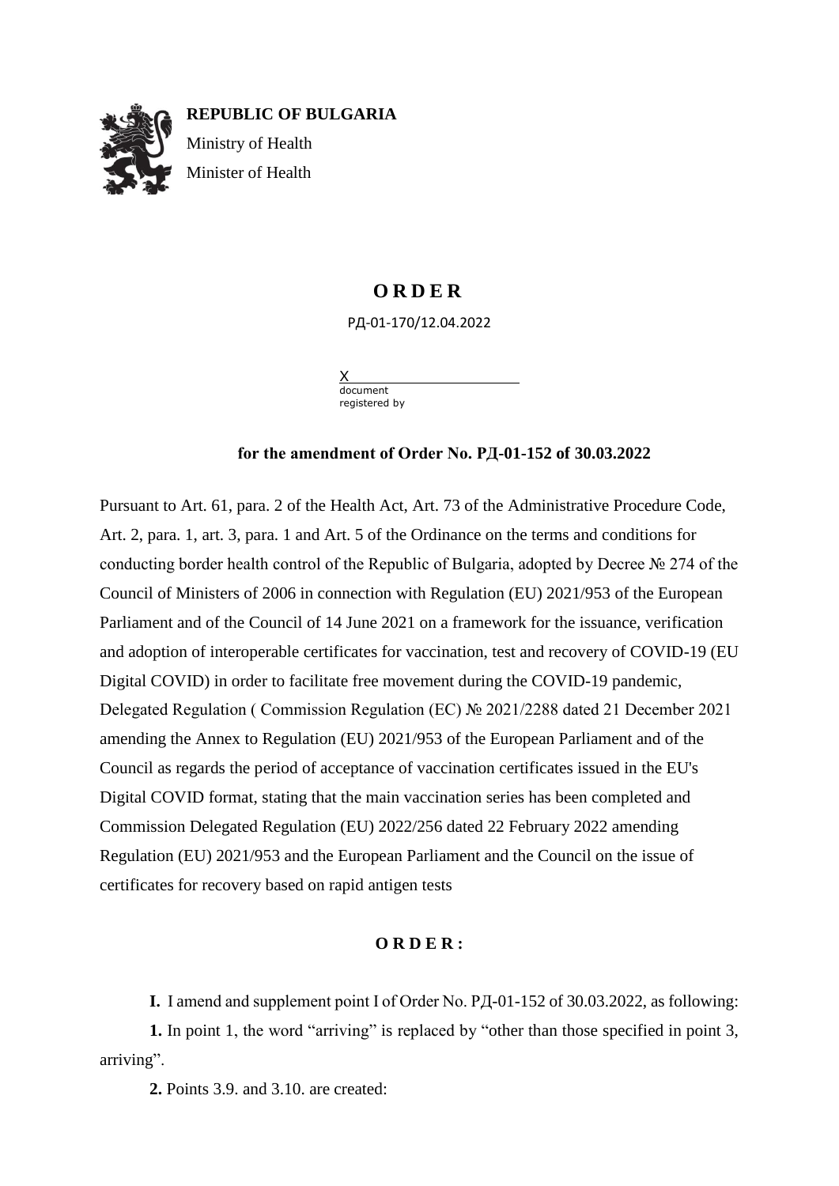**REPUBLIC OF BULGARIA**

Ministry of Health

Minister of Health

# O R D E R

РД-01-170/12.04.2022

X
document registered by

**for the amendment of Order No. РД-01-152 of 30.03.2022**

Pursuant to Art. 61, para. 2 of the Health Act, Art. 73 of the Administrative Procedure Code, Art. 2, para. 1, art. 3, para. 1 and Art. 5 of the Ordinance on the terms and conditions for conducting border health control of the Republic of Bulgaria, adopted by Decree № 274 of the Council of Ministers of 2006 in connection with Regulation (EU) 2021/953 of the European Parliament and of the Council of 14 June 2021 on a framework for the issuance, verification and adoption of interoperable certificates for vaccination, test and recovery of COVID-19 (EU Digital COVID) in order to facilitate free movement during the COVID-19 pandemic, Delegated Regulation ( Commission Regulation (EC) № 2021/2288 dated 21 December 2021 amending the Annex to Regulation (EU) 2021/953 of the European Parliament and of the Council as regards the period of acceptance of vaccination certificates issued in the EU's Digital COVID format, stating that the main vaccination series has been completed and Commission Delegated Regulation (EU) 2022/256 dated 22 February 2022 amending Regulation (EU) 2021/953 and the European Parliament and the Council on the issue of certificates for recovery based on rapid antigen tests

**O R D E R :**

**I.** I amend and supplement point I of Order No. РД-01-152 of 30.03.2022, as following:

**1.** In point 1, the word "arriving" is replaced by "other than those specified in point 3, arriving".

**2.** Points 3.9. and 3.10. are created: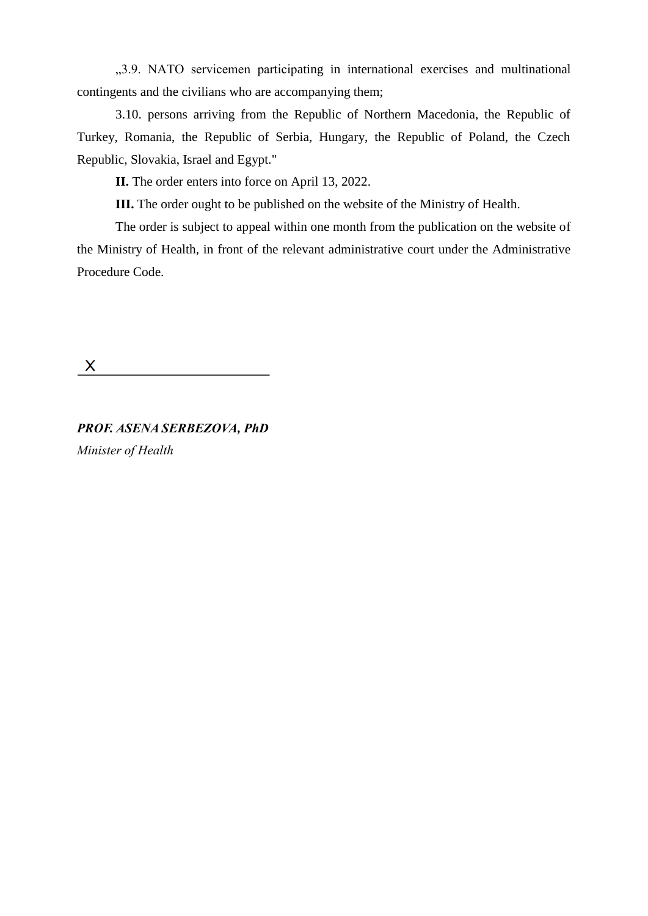„3.9. NATO servicemen participating in international exercises and multinational contingents and the civilians who are accompanying them;

3.10. persons arriving from the Republic of Northern Macedonia, the Republic of Turkey, Romania, the Republic of Serbia, Hungary, the Republic of Poland, the Czech Republic, Slovakia, Israel and Egypt."

**II.** The order enters into force on April 13, 2022.

**III.** The order ought to be published on the website of the Ministry of Health.

The order is subject to appeal within one month from the publication on the website of the Ministry of Health, in front of the relevant administrative court under the Administrative Procedure Code.

X ________________________

***PROF. ASENA SERBEZOVA, PhD***

*Minister of Health*